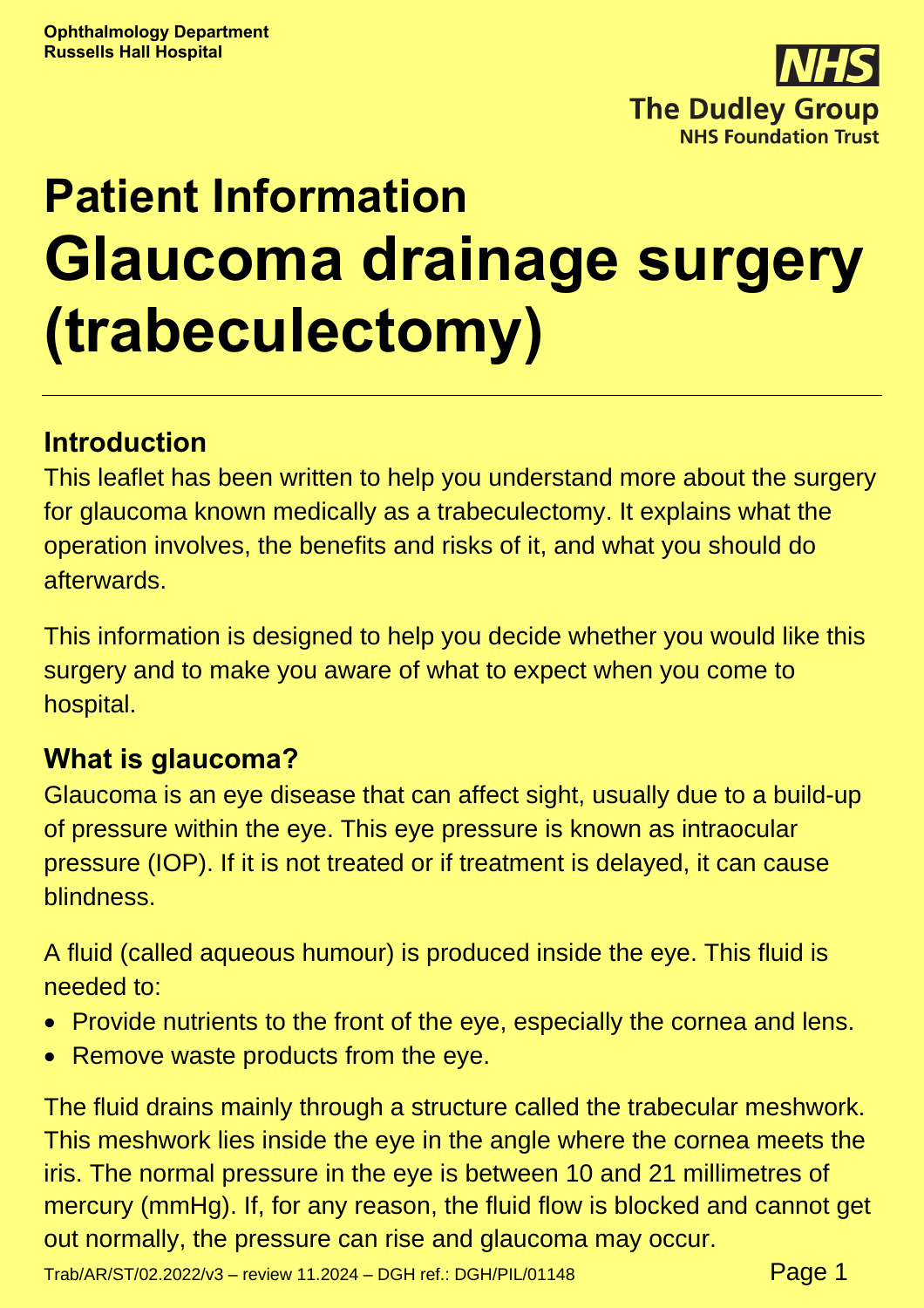**Ophthalmology Department**
**Russells Hall Hospital**

# Patient Information

# Glaucoma drainage surgery (trabeculectomy)

## Introduction

This leaflet has been written to help you understand more about the surgery for glaucoma known medically as a trabeculectomy. It explains what the operation involves, the benefits and risks of it, and what you should do afterwards.

This information is designed to help you decide whether you would like this surgery and to make you aware of what to expect when you come to hospital.

## What is glaucoma?

Glaucoma is an eye disease that can affect sight, usually due to a build-up of pressure within the eye. This eye pressure is known as intraocular pressure (IOP). If it is not treated or if treatment is delayed, it can cause blindness.

A fluid (called aqueous humour) is produced inside the eye. This fluid is needed to:

- Provide nutrients to the front of the eye, especially the cornea and lens.
- Remove waste products from the eye.

The fluid drains mainly through a structure called the trabecular meshwork. This meshwork lies inside the eye in the angle where the cornea meets the iris. The normal pressure in the eye is between 10 and 21 millimetres of mercury (mmHg). If, for any reason, the fluid flow is blocked and cannot get out normally, the pressure can rise and glaucoma may occur.

Trab/AR/ST/02.2022/v3 – review 11.2024 – DGH ref.: DGH/PIL/01148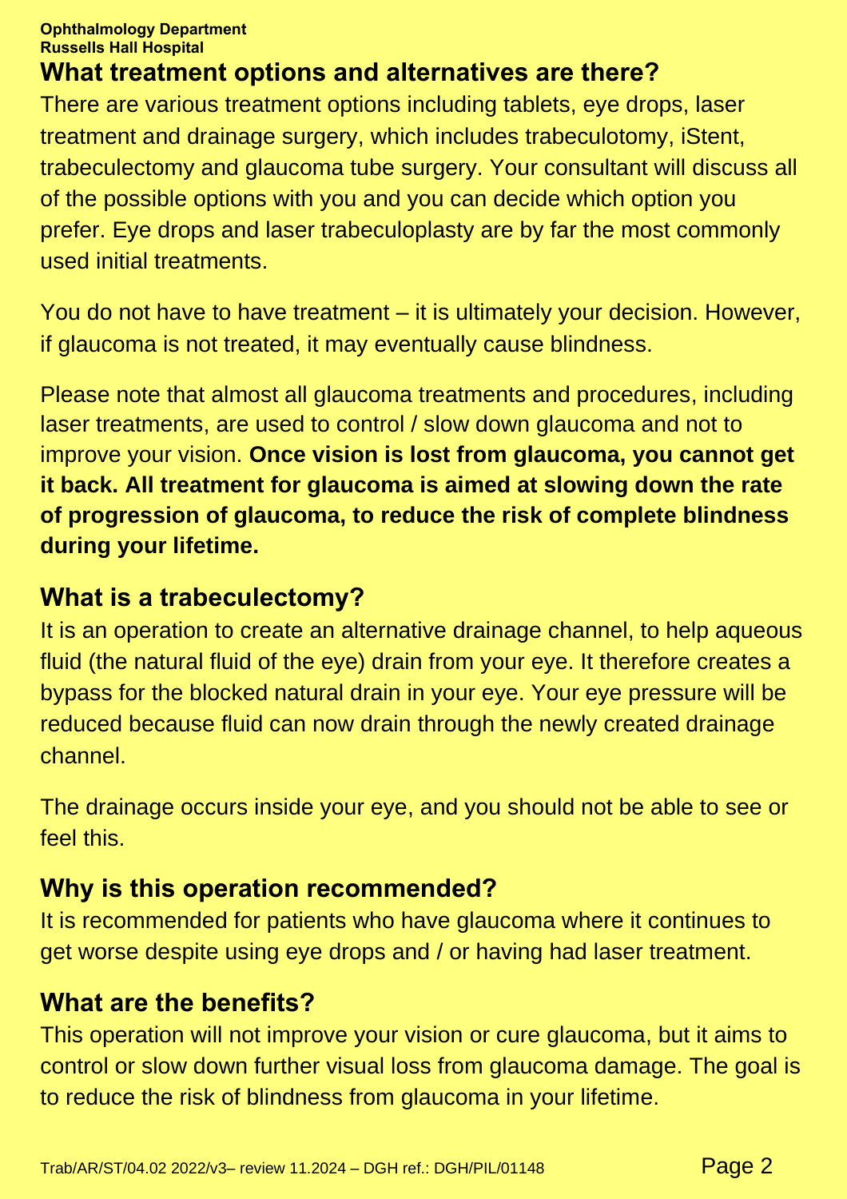## What treatment options and alternatives are there?

There are various treatment options including tablets, eye drops, laser treatment and drainage surgery, which includes trabeculotomy, iStent, trabeculectomy and glaucoma tube surgery. Your consultant will discuss all of the possible options with you and you can decide which option you prefer. Eye drops and laser trabeculoplasty are by far the most commonly used initial treatments.

You do not have to have treatment – it is ultimately your decision. However, if glaucoma is not treated, it may eventually cause blindness.

Please note that almost all glaucoma treatments and procedures, including laser treatments, are used to control / slow down glaucoma and not to improve your vision. **Once vision is lost from glaucoma, you cannot get it back. All treatment for glaucoma is aimed at slowing down the rate of progression of glaucoma, to reduce the risk of complete blindness during your lifetime.**

## What is a trabeculectomy?

It is an operation to create an alternative drainage channel, to help aqueous fluid (the natural fluid of the eye) drain from your eye. It therefore creates a bypass for the blocked natural drain in your eye. Your eye pressure will be reduced because fluid can now drain through the newly created drainage channel.

The drainage occurs inside your eye, and you should not be able to see or feel this.

## Why is this operation recommended?

It is recommended for patients who have glaucoma where it continues to get worse despite using eye drops and / or having had laser treatment.

## What are the benefits?

This operation will not improve your vision or cure glaucoma, but it aims to control or slow down further visual loss from glaucoma damage. The goal is to reduce the risk of blindness from glaucoma in your lifetime.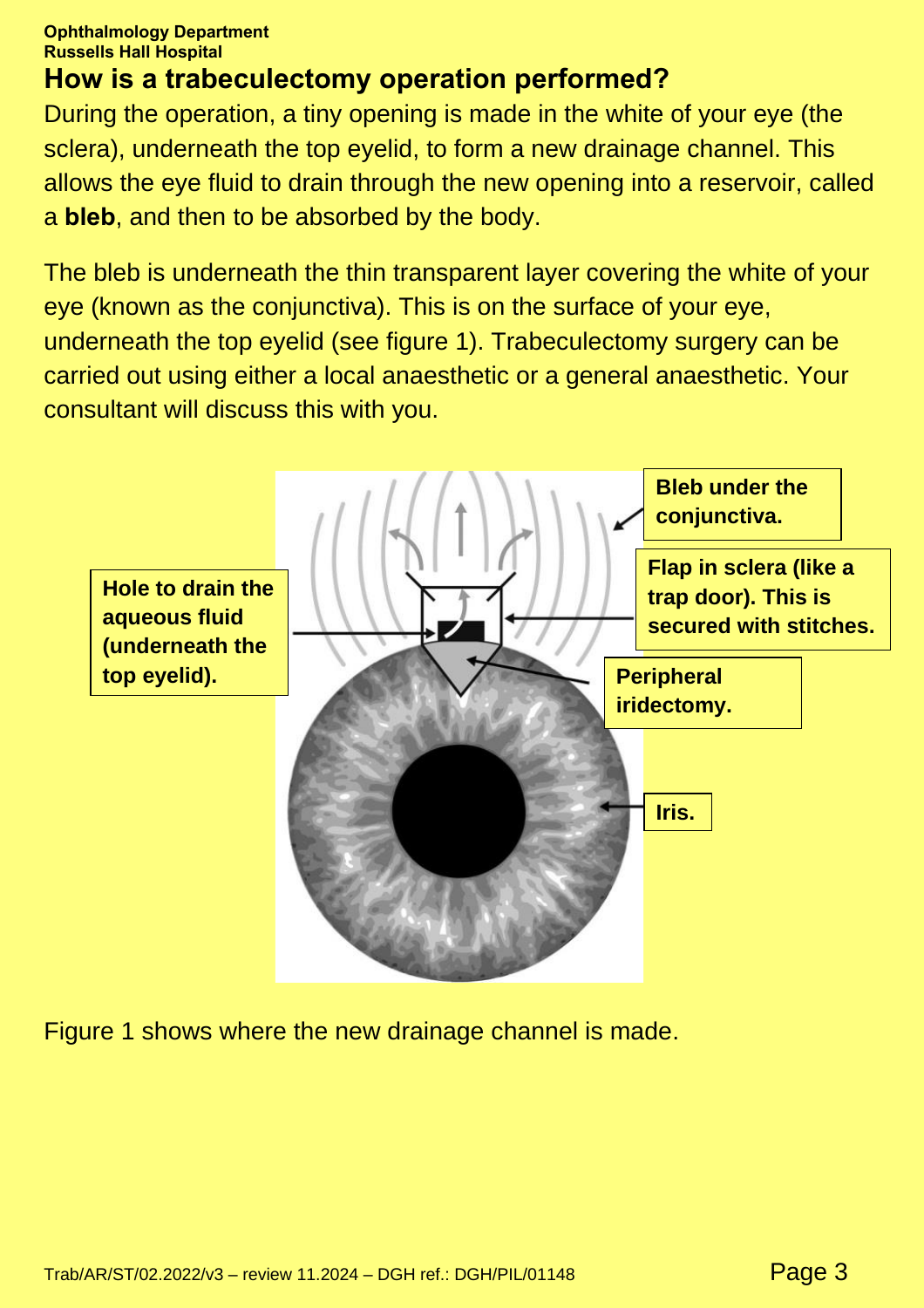## How is a trabeculectomy operation performed?

During the operation, a tiny opening is made in the white of your eye (the sclera), underneath the top eyelid, to form a new drainage channel. This allows the eye fluid to drain through the new opening into a reservoir, called a **bleb**, and then to be absorbed by the body.

The bleb is underneath the thin transparent layer covering the white of your eye (known as the conjunctiva). This is on the surface of your eye, underneath the top eyelid (see figure 1). Trabeculectomy surgery can be carried out using either a local anaesthetic or a general anaesthetic. Your consultant will discuss this with you.

**Hole to drain the aqueous fluid (underneath the top eyelid).**

**Bleb under the conjunctiva.**

**Flap in sclera (like a trap door). This is secured with stitches.**

**Peripheral iridectomy.**

**Iris.**

Figure 1 shows where the new drainage channel is made.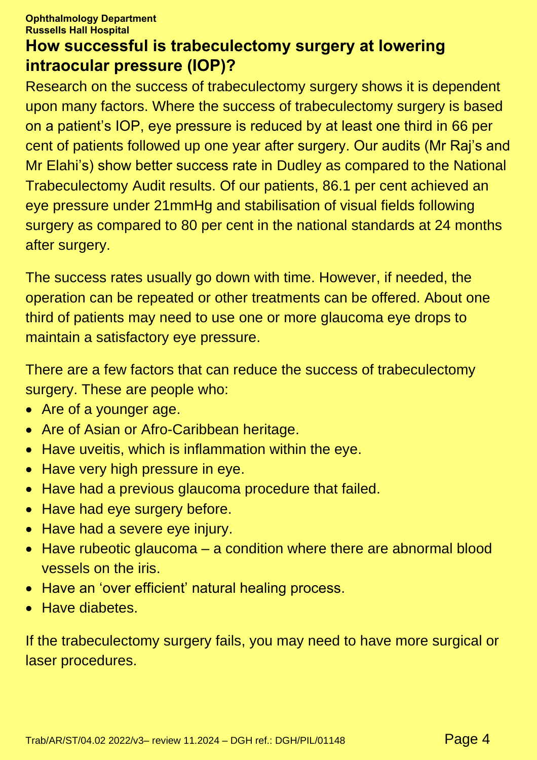## How successful is trabeculectomy surgery at lowering intraocular pressure (IOP)?

Research on the success of trabeculectomy surgery shows it is dependent upon many factors. Where the success of trabeculectomy surgery is based on a patient's IOP, eye pressure is reduced by at least one third in 66 per cent of patients followed up one year after surgery. Our audits (Mr Raj's and Mr Elahi's) show better success rate in Dudley as compared to the National Trabeculectomy Audit results. Of our patients, 86.1 per cent achieved an eye pressure under 21mmHg and stabilisation of visual fields following surgery as compared to 80 per cent in the national standards at 24 months after surgery.

The success rates usually go down with time. However, if needed, the operation can be repeated or other treatments can be offered. About one third of patients may need to use one or more glaucoma eye drops to maintain a satisfactory eye pressure.

There are a few factors that can reduce the success of trabeculectomy surgery. These are people who:

- Are of a younger age.
- Are of Asian or Afro-Caribbean heritage.
- Have uveitis, which is inflammation within the eye.
- Have very high pressure in eye.
- Have had a previous glaucoma procedure that failed.
- Have had eye surgery before.
- Have had a severe eye injury.
- Have rubeotic glaucoma – a condition where there are abnormal blood vessels on the iris.
- Have an 'over efficient' natural healing process.
- Have diabetes.

If the trabeculectomy surgery fails, you may need to have more surgical or laser procedures.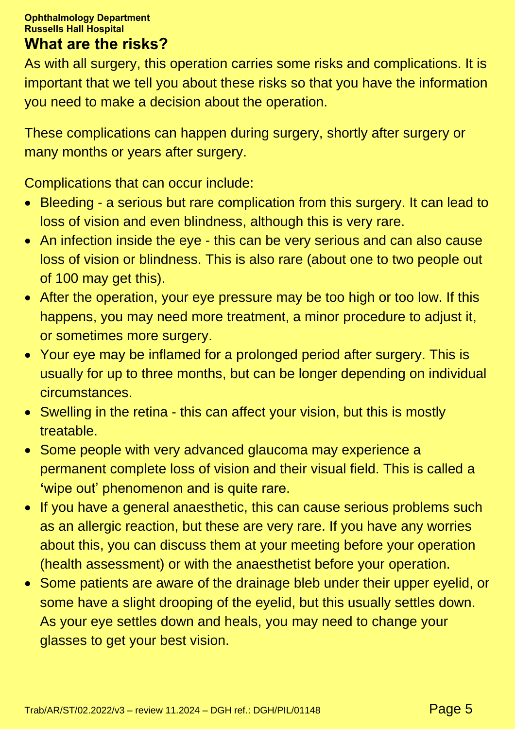## What are the risks?

As with all surgery, this operation carries some risks and complications. It is important that we tell you about these risks so that you have the information you need to make a decision about the operation.

These complications can happen during surgery, shortly after surgery or many months or years after surgery.

Complications that can occur include:

- Bleeding - a serious but rare complication from this surgery. It can lead to loss of vision and even blindness, although this is very rare.
- An infection inside the eye - this can be very serious and can also cause loss of vision or blindness. This is also rare (about one to two people out of 100 may get this).
- After the operation, your eye pressure may be too high or too low. If this happens, you may need more treatment, a minor procedure to adjust it, or sometimes more surgery.
- Your eye may be inflamed for a prolonged period after surgery. This is usually for up to three months, but can be longer depending on individual circumstances.
- Swelling in the retina - this can affect your vision, but this is mostly treatable.
- Some people with very advanced glaucoma may experience a permanent complete loss of vision and their visual field. This is called a 'wipe out' phenomenon and is quite rare.
- If you have a general anaesthetic, this can cause serious problems such as an allergic reaction, but these are very rare. If you have any worries about this, you can discuss them at your meeting before your operation (health assessment) or with the anaesthetist before your operation.
- Some patients are aware of the drainage bleb under their upper eyelid, or some have a slight drooping of the eyelid, but this usually settles down. As your eye settles down and heals, you may need to change your glasses to get your best vision.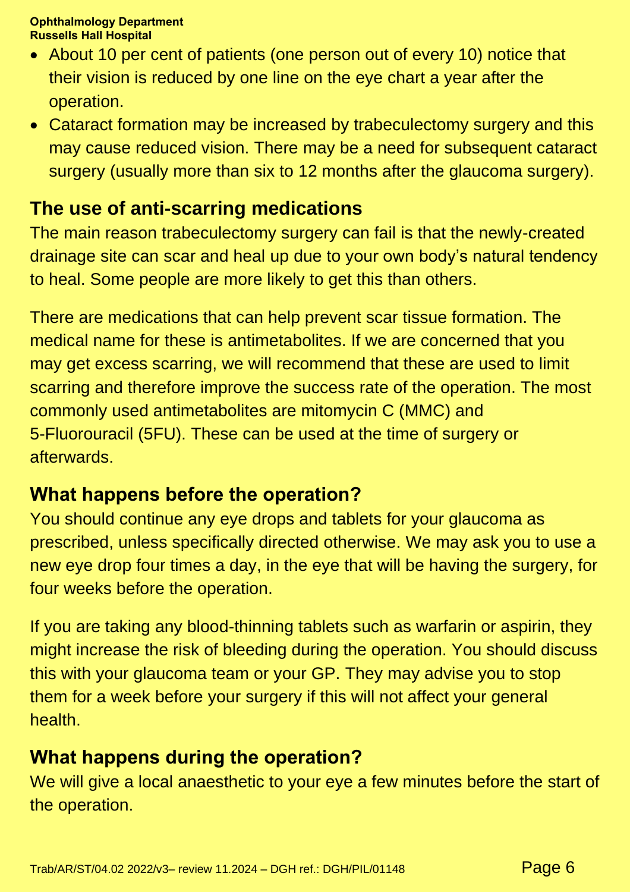- About 10 per cent of patients (one person out of every 10) notice that their vision is reduced by one line on the eye chart a year after the operation.
- Cataract formation may be increased by trabeculectomy surgery and this may cause reduced vision. There may be a need for subsequent cataract surgery (usually more than six to 12 months after the glaucoma surgery).

## The use of anti-scarring medications

The main reason trabeculectomy surgery can fail is that the newly-created drainage site can scar and heal up due to your own body's natural tendency to heal. Some people are more likely to get this than others.

There are medications that can help prevent scar tissue formation. The medical name for these is antimetabolites. If we are concerned that you may get excess scarring, we will recommend that these are used to limit scarring and therefore improve the success rate of the operation. The most commonly used antimetabolites are mitomycin C (MMC) and 5-Fluorouracil (5FU). These can be used at the time of surgery or afterwards.

## What happens before the operation?

You should continue any eye drops and tablets for your glaucoma as prescribed, unless specifically directed otherwise. We may ask you to use a new eye drop four times a day, in the eye that will be having the surgery, for four weeks before the operation.

If you are taking any blood-thinning tablets such as warfarin or aspirin, they might increase the risk of bleeding during the operation. You should discuss this with your glaucoma team or your GP. They may advise you to stop them for a week before your surgery if this will not affect your general health.

## What happens during the operation?

We will give a local anaesthetic to your eye a few minutes before the start of the operation.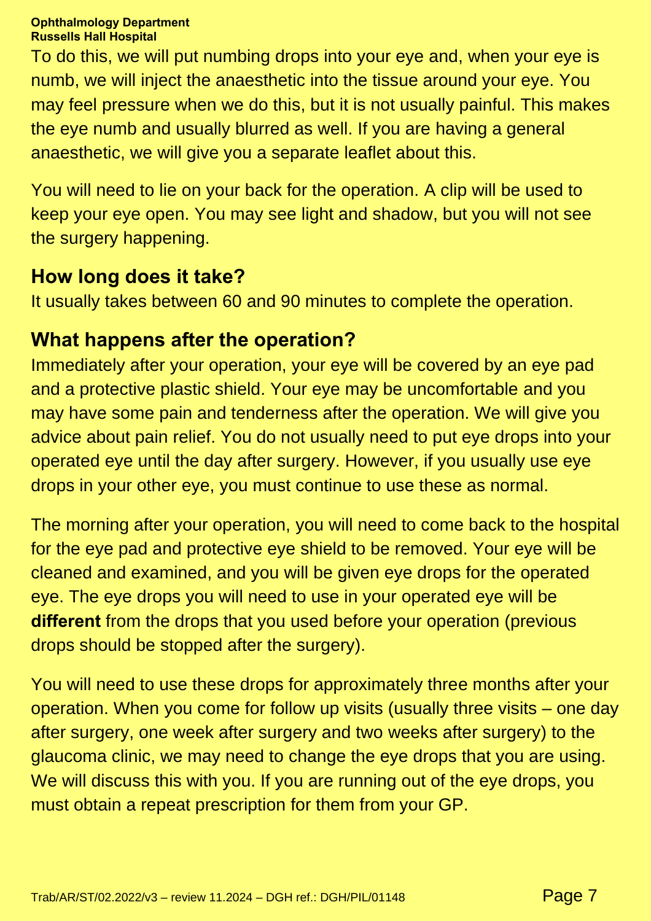To do this, we will put numbing drops into your eye and, when your eye is numb, we will inject the anaesthetic into the tissue around your eye. You may feel pressure when we do this, but it is not usually painful. This makes the eye numb and usually blurred as well. If you are having a general anaesthetic, we will give you a separate leaflet about this.

You will need to lie on your back for the operation. A clip will be used to keep your eye open. You may see light and shadow, but you will not see the surgery happening.

## How long does it take?

It usually takes between 60 and 90 minutes to complete the operation.

## What happens after the operation?

Immediately after your operation, your eye will be covered by an eye pad and a protective plastic shield. Your eye may be uncomfortable and you may have some pain and tenderness after the operation. We will give you advice about pain relief. You do not usually need to put eye drops into your operated eye until the day after surgery. However, if you usually use eye drops in your other eye, you must continue to use these as normal.

The morning after your operation, you will need to come back to the hospital for the eye pad and protective eye shield to be removed. Your eye will be cleaned and examined, and you will be given eye drops for the operated eye. The eye drops you will need to use in your operated eye will be **different** from the drops that you used before your operation (previous drops should be stopped after the surgery).

You will need to use these drops for approximately three months after your operation. When you come for follow up visits (usually three visits – one day after surgery, one week after surgery and two weeks after surgery) to the glaucoma clinic, we may need to change the eye drops that you are using. We will discuss this with you. If you are running out of the eye drops, you must obtain a repeat prescription for them from your GP.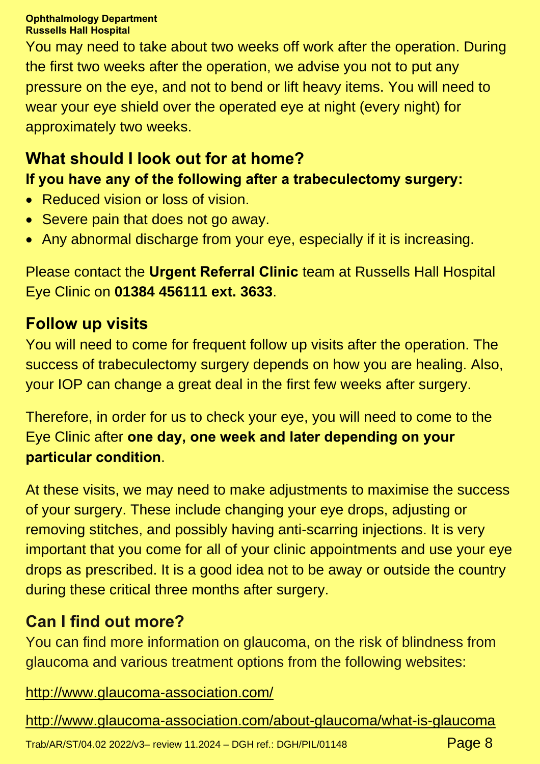You may need to take about two weeks off work after the operation. During the first two weeks after the operation, we advise you not to put any pressure on the eye, and not to bend or lift heavy items. You will need to wear your eye shield over the operated eye at night (every night) for approximately two weeks.

## What should I look out for at home?

**If you have any of the following after a trabeculectomy surgery:**

- Reduced vision or loss of vision.
- Severe pain that does not go away.
- Any abnormal discharge from your eye, especially if it is increasing.

Please contact the **Urgent Referral Clinic** team at Russells Hall Hospital Eye Clinic on **01384 456111 ext. 3633**.

## Follow up visits

You will need to come for frequent follow up visits after the operation. The success of trabeculectomy surgery depends on how you are healing. Also, your IOP can change a great deal in the first few weeks after surgery.

Therefore, in order for us to check your eye, you will need to come to the Eye Clinic after **one day, one week and later depending on your particular condition**.

At these visits, we may need to make adjustments to maximise the success of your surgery. These include changing your eye drops, adjusting or removing stitches, and possibly having anti-scarring injections. It is very important that you come for all of your clinic appointments and use your eye drops as prescribed. It is a good idea not to be away or outside the country during these critical three months after surgery.

## Can I find out more?

You can find more information on glaucoma, on the risk of blindness from glaucoma and various treatment options from the following websites:

http://www.glaucoma-association.com/

http://www.glaucoma-association.com/about-glaucoma/what-is-glaucoma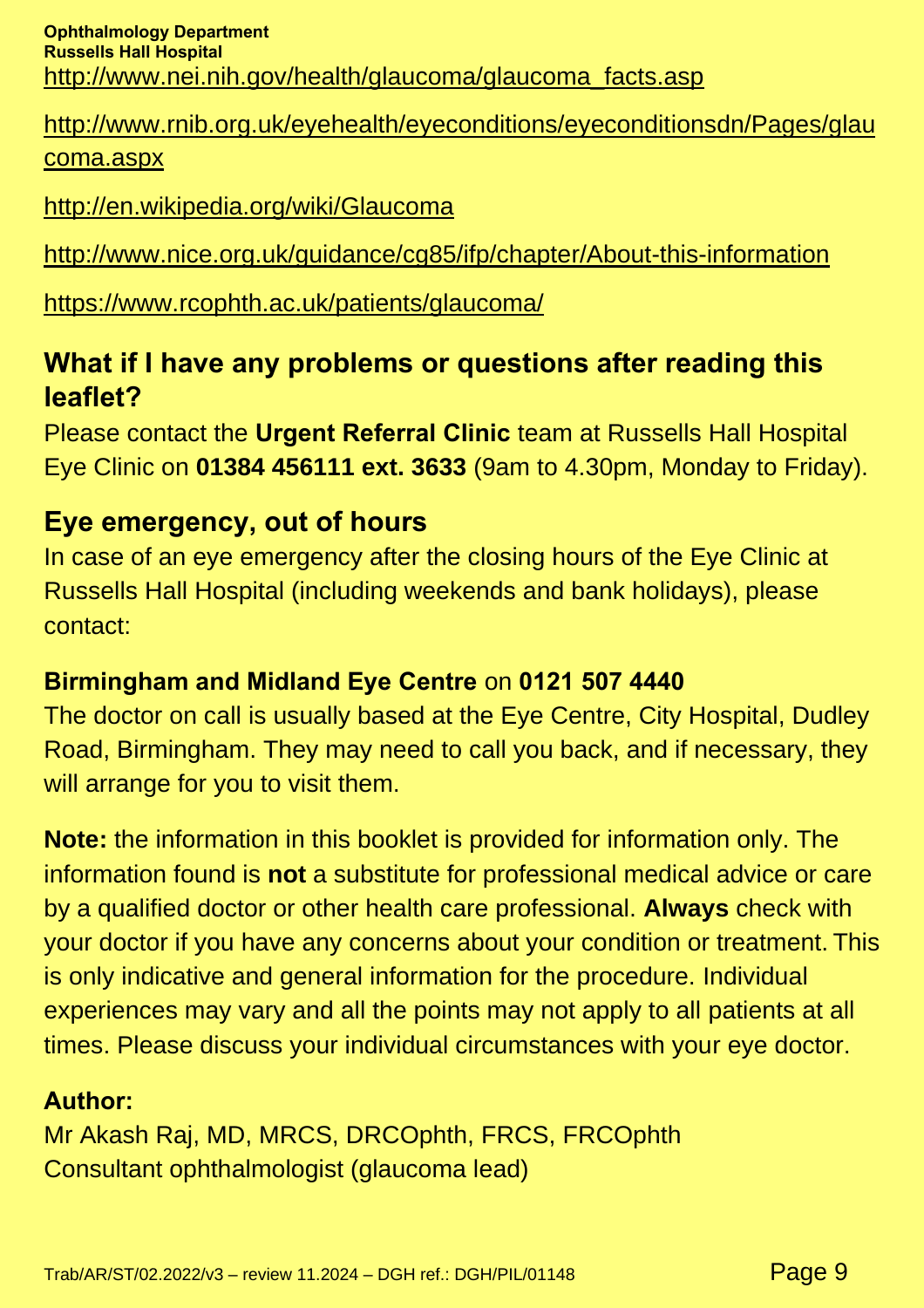http://www.nei.nih.gov/health/glaucoma/glaucoma_facts.asp

http://www.rnib.org.uk/eyehealth/eyeconditions/eyeconditionsdn/Pages/glaucoma.aspx

http://en.wikipedia.org/wiki/Glaucoma

http://www.nice.org.uk/guidance/cg85/ifp/chapter/About-this-information

https://www.rcophth.ac.uk/patients/glaucoma/

## What if I have any problems or questions after reading this leaflet?

Please contact the **Urgent Referral Clinic** team at Russells Hall Hospital Eye Clinic on **01384 456111 ext. 3633** (9am to 4.30pm, Monday to Friday).

## Eye emergency, out of hours

In case of an eye emergency after the closing hours of the Eye Clinic at Russells Hall Hospital (including weekends and bank holidays), please contact:

**Birmingham and Midland Eye Centre** on **0121 507 4440**

The doctor on call is usually based at the Eye Centre, City Hospital, Dudley Road, Birmingham. They may need to call you back, and if necessary, they will arrange for you to visit them.

**Note:** the information in this booklet is provided for information only. The information found is **not** a substitute for professional medical advice or care by a qualified doctor or other health care professional. **Always** check with your doctor if you have any concerns about your condition or treatment. This is only indicative and general information for the procedure. Individual experiences may vary and all the points may not apply to all patients at all times. Please discuss your individual circumstances with your eye doctor.

**Author:**

Mr Akash Raj, MD, MRCS, DRCOphth, FRCS, FRCOphth
Consultant ophthalmologist (glaucoma lead)

Trab/AR/ST/02.2022/v3 – review 11.2024 – DGH ref.: DGH/PIL/01148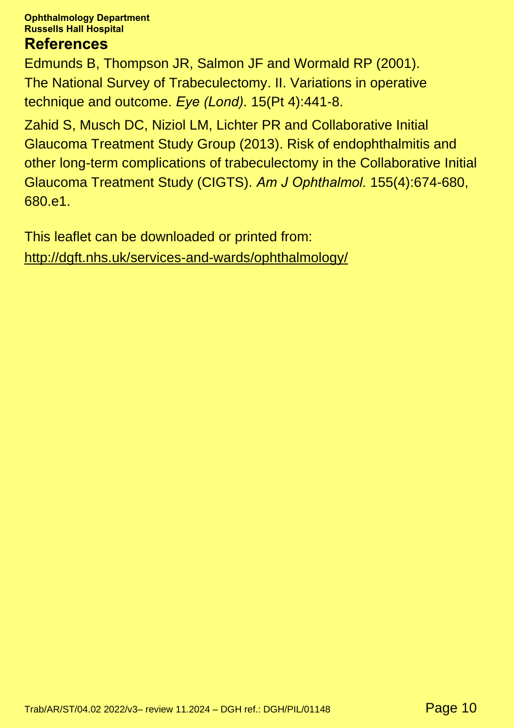## References

Edmunds B, Thompson JR, Salmon JF and Wormald RP (2001). The National Survey of Trabeculectomy. II. Variations in operative technique and outcome. *Eye (Lond).* 15(Pt 4):441-8.

Zahid S, Musch DC, Niziol LM, Lichter PR and Collaborative Initial Glaucoma Treatment Study Group (2013). Risk of endophthalmitis and other long-term complications of trabeculectomy in the Collaborative Initial Glaucoma Treatment Study (CIGTS). *Am J Ophthalmol.* 155(4):674-680, 680.e1.

This leaflet can be downloaded or printed from:
http://dgft.nhs.uk/services-and-wards/ophthalmology/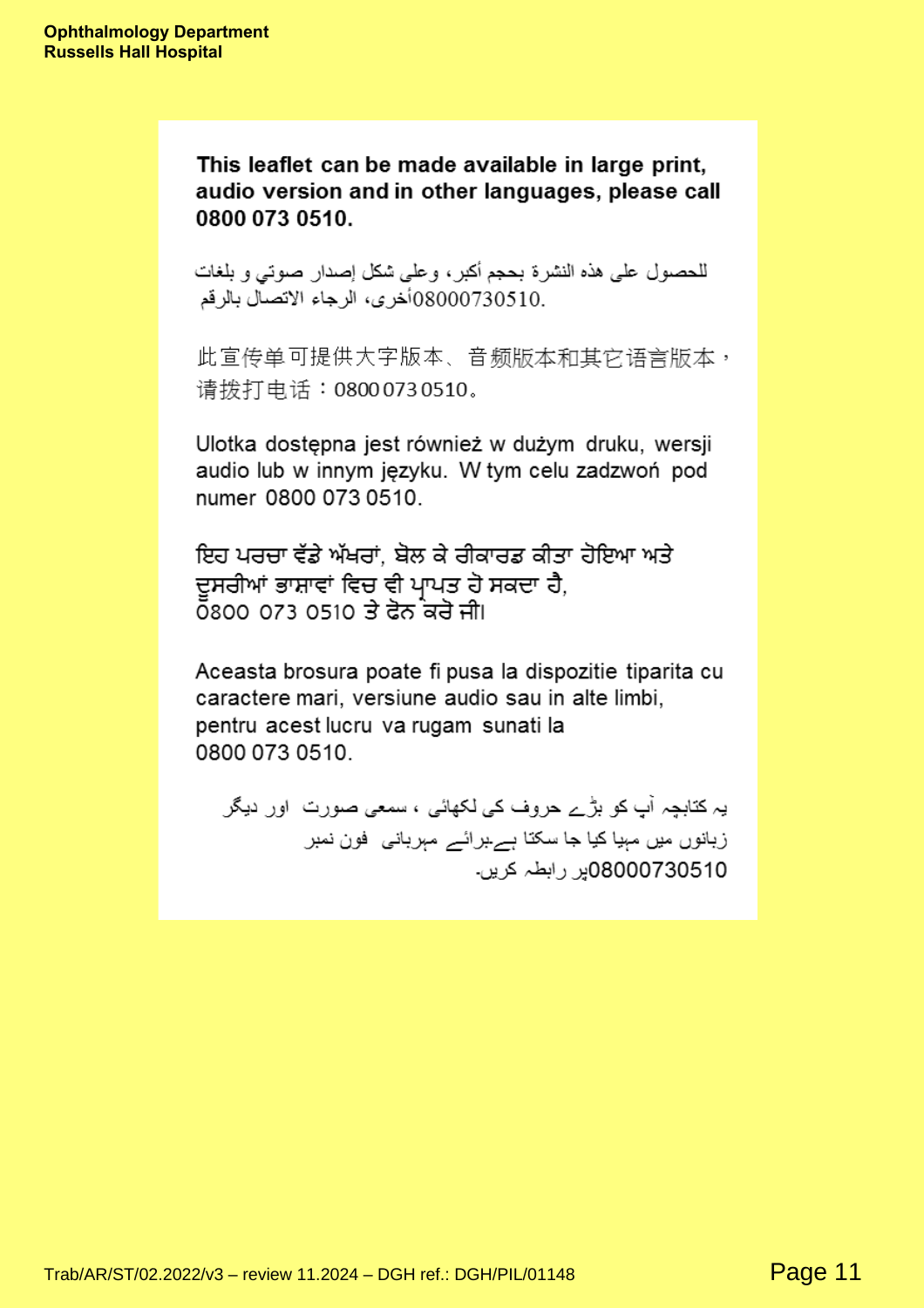**This leaflet can be made available in large print, audio version and in other languages, please call 0800 073 0510.**

للحصول على هذه النشرة بحجم أكبر، وعلى شكل إصدار صوتي و بلغات أخرى، الرجاء الاتصال بالرقم 08000730510.

此宣传单可提供大字版本、音频版本和其它语言版本，请拨打电话：0800 073 0510。

Ulotka dostępna jest również w dużym druku, wersji audio lub w innym języku. W tym celu zadzwoń pod numer 0800 073 0510.

ਇਹ ਪਰਚਾ ਵੱਡੇ ਅੱਖਰਾਂ, ਬੋਲ ਕੇ ਰੀਕਾਰਡ ਕੀਤਾ ਹੋਇਆ ਅਤੇ ਦੂਸਰੀਆਂ ਭਾਸ਼ਾਵਾਂ ਵਿਚ ਵੀ ਪ੍ਰਾਪਤ ਹੋ ਸਕਦਾ ਹੈ, 0800 073 0510 ਤੇ ਫੋਨ ਕਰੋ ਜੀ।

Aceasta brosura poate fi pusa la dispozitie tiparita cu caractere mari, versiune audio sau in alte limbi, pentru acest lucru va rugam sunati la 0800 073 0510.

یہ کتابچہ آپ کو بڑے حروف کی لکھائی ، سمعی صورت اور دیگر زبانوں میں مہیا کیا جا سکتا ہے۔برائے مہربانی فون نمبر 08000730510پر رابطہ کریں۔

Trab/AR/ST/02.2022/v3 – review 11.2024 – DGH ref.: DGH/PIL/01148